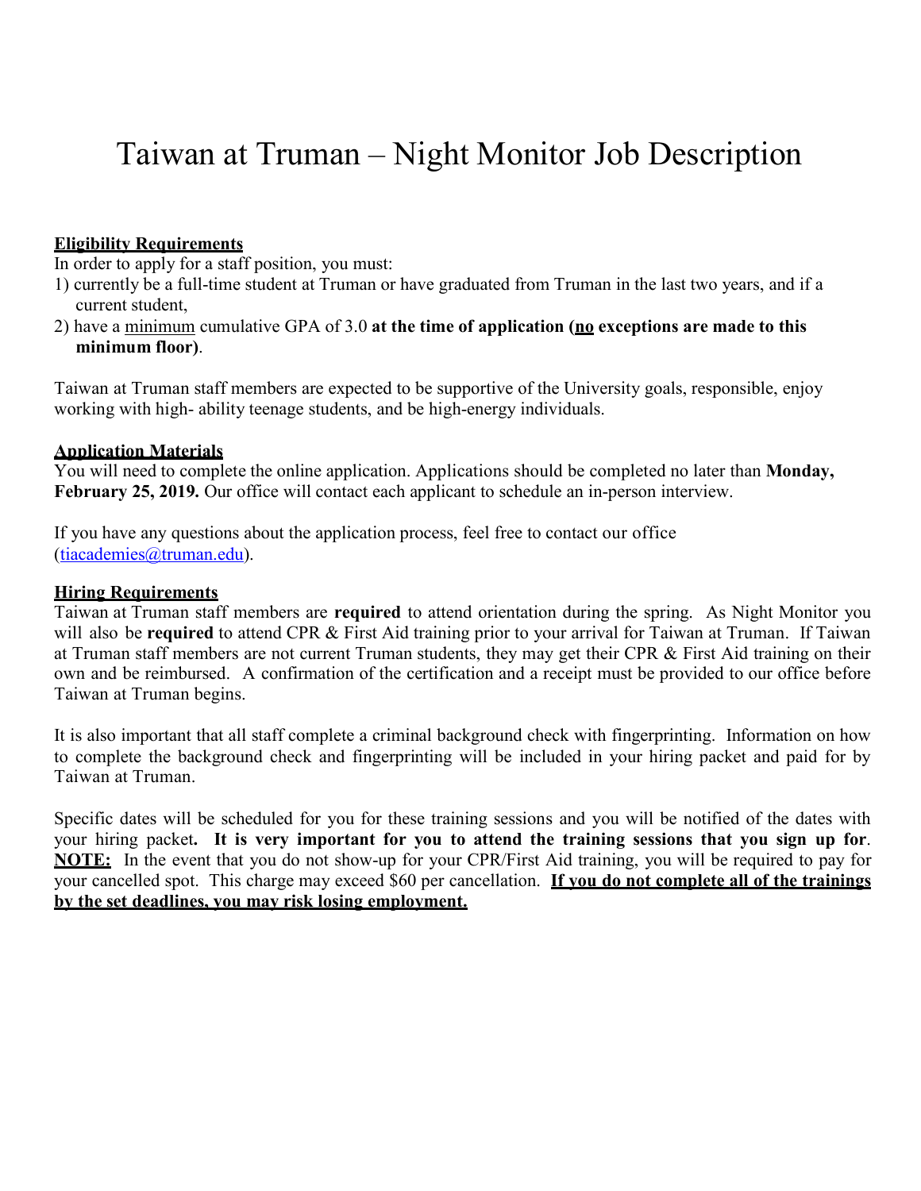# Taiwan at Truman – Night Monitor Job Description

**Eligibility Requirements**

In order to apply for a staff position, you must:

1) currently be a full-time student at Truman or have graduated from Truman in the last two years, and if a current student,
2) have a minimum cumulative GPA of 3.0 **at the time of application (no exceptions are made to this minimum floor)**.

Taiwan at Truman staff members are expected to be supportive of the University goals, responsible, enjoy working with high- ability teenage students, and be high-energy individuals.

**Application Materials**

You will need to complete the online application. Applications should be completed no later than **Monday, February 25, 2019.** Our office will contact each applicant to schedule an in-person interview.

If you have any questions about the application process, feel free to contact our office (tiacademies@truman.edu).

**Hiring Requirements**

Taiwan at Truman staff members are **required** to attend orientation during the spring. As Night Monitor you will also be **required** to attend CPR & First Aid training prior to your arrival for Taiwan at Truman. If Taiwan at Truman staff members are not current Truman students, they may get their CPR & First Aid training on their own and be reimbursed. A confirmation of the certification and a receipt must be provided to our office before Taiwan at Truman begins.

It is also important that all staff complete a criminal background check with fingerprinting. Information on how to complete the background check and fingerprinting will be included in your hiring packet and paid for by Taiwan at Truman.

Specific dates will be scheduled for you for these training sessions and you will be notified of the dates with your hiring packet**. It is very important for you to attend the training sessions that you sign up for**. **NOTE:** In the event that you do not show-up for your CPR/First Aid training, you will be required to pay for your cancelled spot. This charge may exceed $60 per cancellation. **If you do not complete all of the trainings by the set deadlines, you may risk losing employment.**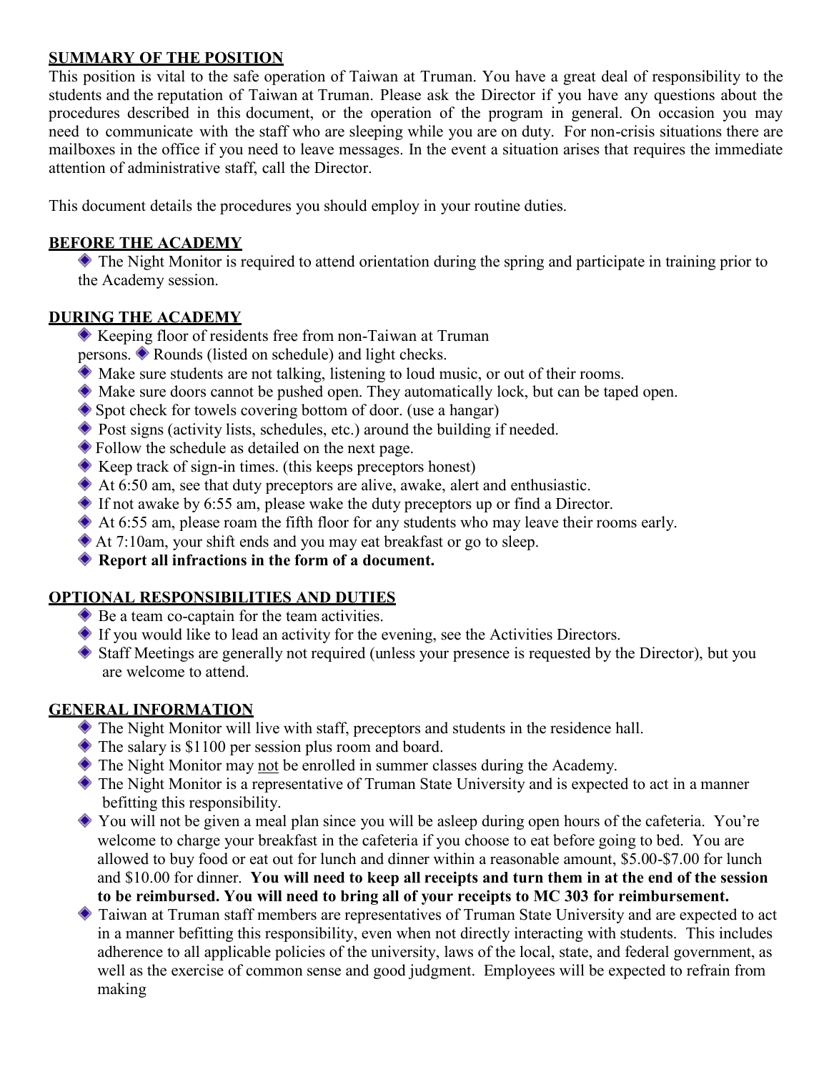## SUMMARY OF THE POSITION

This position is vital to the safe operation of Taiwan at Truman. You have a great deal of responsibility to the students and the reputation of Taiwan at Truman. Please ask the Director if you have any questions about the procedures described in this document, or the operation of the program in general. On occasion you may need to communicate with the staff who are sleeping while you are on duty. For non-crisis situations there are mailboxes in the office if you need to leave messages. In the event a situation arises that requires the immediate attention of administrative staff, call the Director.

This document details the procedures you should employ in your routine duties.

## BEFORE THE ACADEMY

- The Night Monitor is required to attend orientation during the spring and participate in training prior to the Academy session.

## DURING THE ACADEMY

- Keeping floor of residents free from non-Taiwan at Truman persons.
- Rounds (listed on schedule) and light checks.
- Make sure students are not talking, listening to loud music, or out of their rooms.
- Make sure doors cannot be pushed open. They automatically lock, but can be taped open.
- Spot check for towels covering bottom of door. (use a hangar)
- Post signs (activity lists, schedules, etc.) around the building if needed.
- Follow the schedule as detailed on the next page.
- Keep track of sign-in times. (this keeps preceptors honest)
- At 6:50 am, see that duty preceptors are alive, awake, alert and enthusiastic.
- If not awake by 6:55 am, please wake the duty preceptors up or find a Director.
- At 6:55 am, please roam the fifth floor for any students who may leave their rooms early.
- At 7:10am, your shift ends and you may eat breakfast or go to sleep.
- **Report all infractions in the form of a document.**

## OPTIONAL RESPONSIBILITIES AND DUTIES

- Be a team co-captain for the team activities.
- If you would like to lead an activity for the evening, see the Activities Directors.
- Staff Meetings are generally not required (unless your presence is requested by the Director), but you are welcome to attend.

## GENERAL INFORMATION

- The Night Monitor will live with staff, preceptors and students in the residence hall.
- The salary is $1100 per session plus room and board.
- The Night Monitor may <u>not</u> be enrolled in summer classes during the Academy.
- The Night Monitor is a representative of Truman State University and is expected to act in a manner befitting this responsibility.
- You will not be given a meal plan since you will be asleep during open hours of the cafeteria. You're welcome to charge your breakfast in the cafeteria if you choose to eat before going to bed. You are allowed to buy food or eat out for lunch and dinner within a reasonable amount, $5.00-$7.00 for lunch and $10.00 for dinner. **You will need to keep all receipts and turn them in at the end of the session to be reimbursed. You will need to bring all of your receipts to MC 303 for reimbursement.**
- Taiwan at Truman staff members are representatives of Truman State University and are expected to act in a manner befitting this responsibility, even when not directly interacting with students. This includes adherence to all applicable policies of the university, laws of the local, state, and federal government, as well as the exercise of common sense and good judgment. Employees will be expected to refrain from making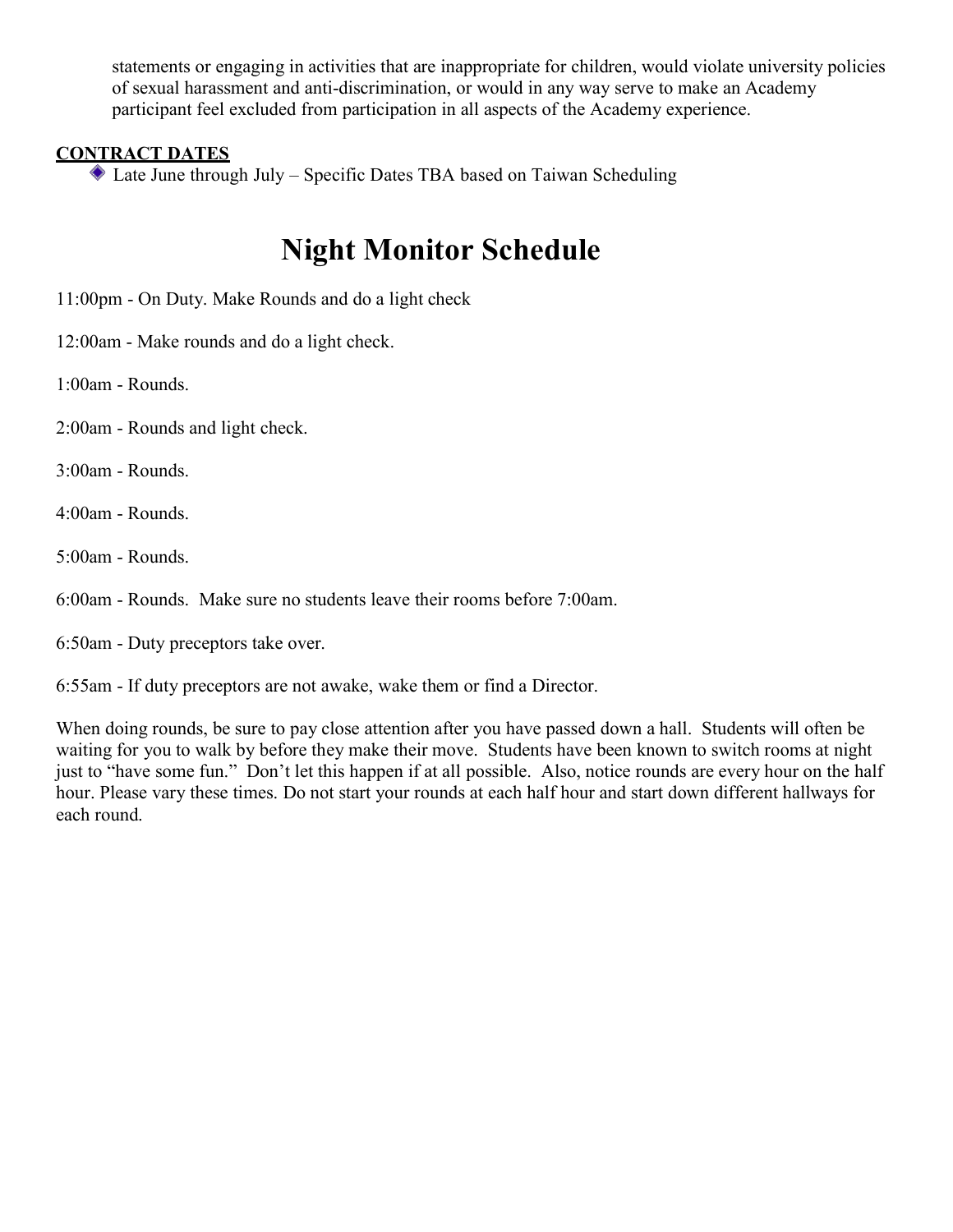statements or engaging in activities that are inappropriate for children, would violate university policies of sexual harassment and anti-discrimination, or would in any way serve to make an Academy participant feel excluded from participation in all aspects of the Academy experience.

**CONTRACT DATES**

- Late June through July – Specific Dates TBA based on Taiwan Scheduling

# Night Monitor Schedule

11:00pm - On Duty. Make Rounds and do a light check

12:00am - Make rounds and do a light check.

1:00am - Rounds.

2:00am - Rounds and light check.

3:00am - Rounds.

4:00am - Rounds.

5:00am - Rounds.

6:00am - Rounds. Make sure no students leave their rooms before 7:00am.

6:50am - Duty preceptors take over.

6:55am - If duty preceptors are not awake, wake them or find a Director.

When doing rounds, be sure to pay close attention after you have passed down a hall. Students will often be waiting for you to walk by before they make their move. Students have been known to switch rooms at night just to "have some fun." Don't let this happen if at all possible. Also, notice rounds are every hour on the half hour. Please vary these times. Do not start your rounds at each half hour and start down different hallways for each round.